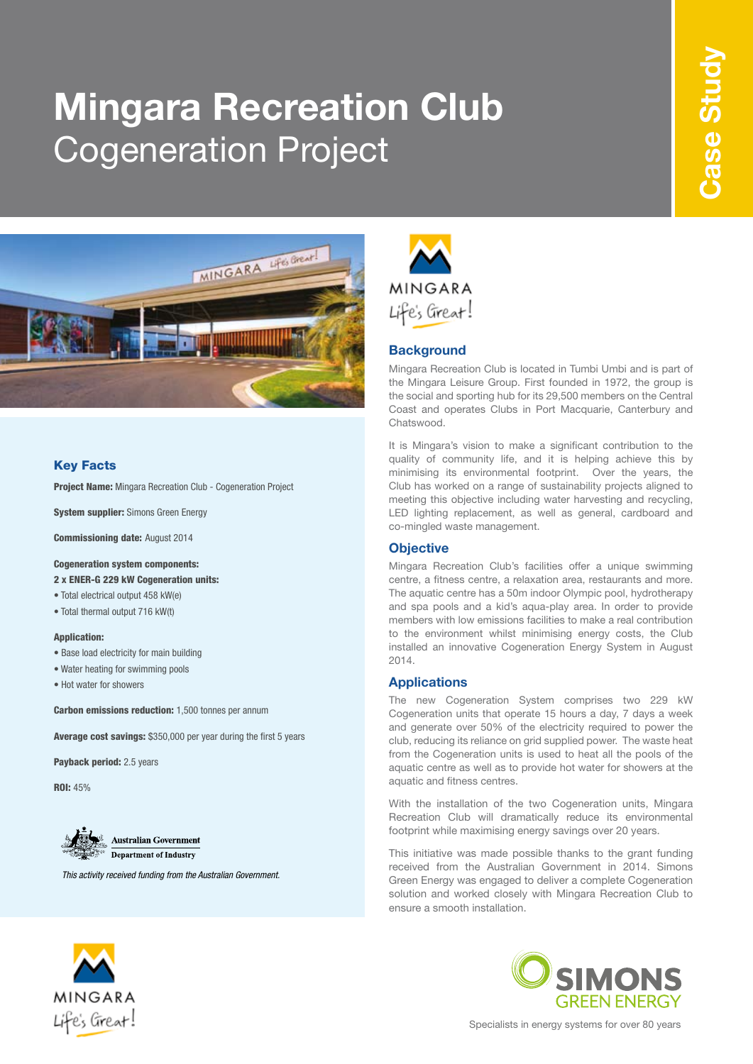# Mingara Recreation Club
## Cogeneration Project

Case Study

### Key Facts

**Project Name:** Mingara Recreation Club - Cogeneration Project

**System supplier:** Simons Green Energy

**Commissioning date:** August 2014

**Cogeneration system components:**
**2 x ENER-G 229 kW Cogeneration units:**
- Total electrical output 458 kW(e)
- Total thermal output 716 kW(t)

**Application:**
- Base load electricity for main building
- Water heating for swimming pools
- Hot water for showers

**Carbon emissions reduction:** 1,500 tonnes per annum

**Average cost savings:** $350,000 per year during the first 5 years

**Payback period:** 2.5 years

**ROI:** 45%

Australian Government
Department of Industry

*This activity received funding from the Australian Government.*

### Background

Mingara Recreation Club is located in Tumbi Umbi and is part of the Mingara Leisure Group. First founded in 1972, the group is the social and sporting hub for its 29,500 members on the Central Coast and operates Clubs in Port Macquarie, Canterbury and Chatswood.

It is Mingara's vision to make a significant contribution to the quality of community life, and it is helping achieve this by minimising its environmental footprint. Over the years, the Club has worked on a range of sustainability projects aligned to meeting this objective including water harvesting and recycling, LED lighting replacement, as well as general, cardboard and co-mingled waste management.

### Objective

Mingara Recreation Club's facilities offer a unique swimming centre, a fitness centre, a relaxation area, restaurants and more. The aquatic centre has a 50m indoor Olympic pool, hydrotherapy and spa pools and a kid's aqua-play area. In order to provide members with low emissions facilities to make a real contribution to the environment whilst minimising energy costs, the Club installed an innovative Cogeneration Energy System in August 2014.

### Applications

The new Cogeneration System comprises two 229 kW Cogeneration units that operate 15 hours a day, 7 days a week and generate over 50% of the electricity required to power the club, reducing its reliance on grid supplied power. The waste heat from the Cogeneration units is used to heat all the pools of the aquatic centre as well as to provide hot water for showers at the aquatic and fitness centres.

With the installation of the two Cogeneration units, Mingara Recreation Club will dramatically reduce its environmental footprint while maximising energy savings over 20 years.

This initiative was made possible thanks to the grant funding received from the Australian Government in 2014. Simons Green Energy was engaged to deliver a complete Cogeneration solution and worked closely with Mingara Recreation Club to ensure a smooth installation.

MINGARA Life's Great!

SIMONS GREEN ENERGY
Specialists in energy systems for over 80 years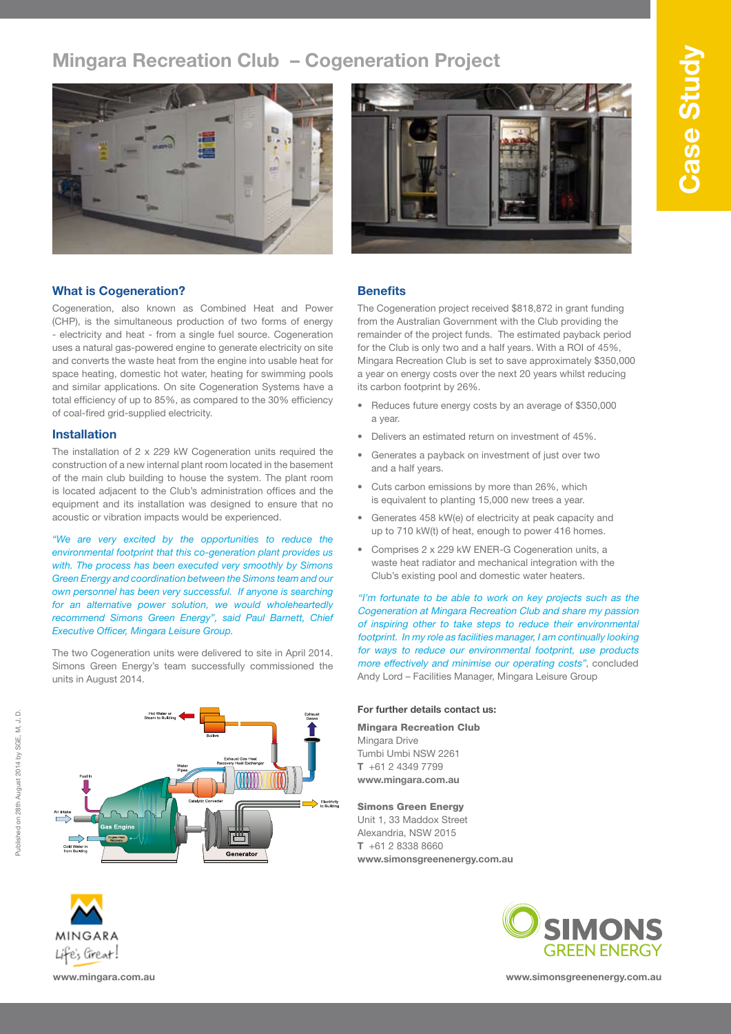# Mingara Recreation Club – Cogeneration Project

Case Study

## What is Cogeneration?

Cogeneration, also known as Combined Heat and Power (CHP), is the simultaneous production of two forms of energy - electricity and heat - from a single fuel source. Cogeneration uses a natural gas-powered engine to generate electricity on site and converts the waste heat from the engine into usable heat for space heating, domestic hot water, heating for swimming pools and similar applications. On site Cogeneration Systems have a total efficiency of up to 85%, as compared to the 30% efficiency of coal-fired grid-supplied electricity.

## Installation

The installation of 2 x 229 kW Cogeneration units required the construction of a new internal plant room located in the basement of the main club building to house the system. The plant room is located adjacent to the Club's administration offices and the equipment and its installation was designed to ensure that no acoustic or vibration impacts would be experienced.

*"We are very excited by the opportunities to reduce the environmental footprint that this co-generation plant provides us with. The process has been executed very smoothly by Simons Green Energy and coordination between the Simons team and our own personnel has been very successful. If anyone is searching for an alternative power solution, we would wholeheartedly recommend Simons Green Energy", said Paul Barnett, Chief Executive Officer, Mingara Leisure Group.*

The two Cogeneration units were delivered to site in April 2014. Simons Green Energy's team successfully commissioned the units in August 2014.

Hot Water or Steam to Building
Boilers
Exhaust Gases
Exhaust Gas Heat Recovery Heat Exchanger
Water Pipes
Fuel In
Catalytic Converter
Electricity to Building
Air Intake
Gas Engine
Engine Heat Recovery
Cold Water in from Building
Generator

## Benefits

The Cogeneration project received $818,872 in grant funding from the Australian Government with the Club providing the remainder of the project funds. The estimated payback period for the Club is only two and a half years. With a ROI of 45%, Mingara Recreation Club is set to save approximately $350,000 a year on energy costs over the next 20 years whilst reducing its carbon footprint by 26%.

- Reduces future energy costs by an average of $350,000 a year.
- Delivers an estimated return on investment of 45%.
- Generates a payback on investment of just over two and a half years.
- Cuts carbon emissions by more than 26%, which is equivalent to planting 15,000 new trees a year.
- Generates 458 kW(e) of electricity at peak capacity and up to 710 kW(t) of heat, enough to power 416 homes.
- Comprises 2 x 229 kW ENER-G Cogeneration units, a waste heat radiator and mechanical integration with the Club's existing pool and domestic water heaters.

*"I'm fortunate to be able to work on key projects such as the Cogeneration at Mingara Recreation Club and share my passion of inspiring other to take steps to reduce their environmental footprint. In my role as facilities manager, I am continually looking for ways to reduce our environmental footprint, use products more effectively and minimise our operating costs"*, concluded Andy Lord – Facilities Manager, Mingara Leisure Group

**For further details contact us:**

**Mingara Recreation Club**
Mingara Drive
Tumbi Umbi NSW 2261
**T** +61 2 4349 7799
**www.mingara.com.au**

**Simons Green Energy**
Unit 1, 33 Maddox Street
Alexandria, NSW 2015
**T** +61 2 8338 8660
**www.simonsgreenenergy.com.au**

Published on 28th August 2014 by SGE, M. J. D.

MINGARA Life's Great!
**www.mingara.com.au**

SIMONS GREEN ENERGY
**www.simonsgreenenergy.com.au**